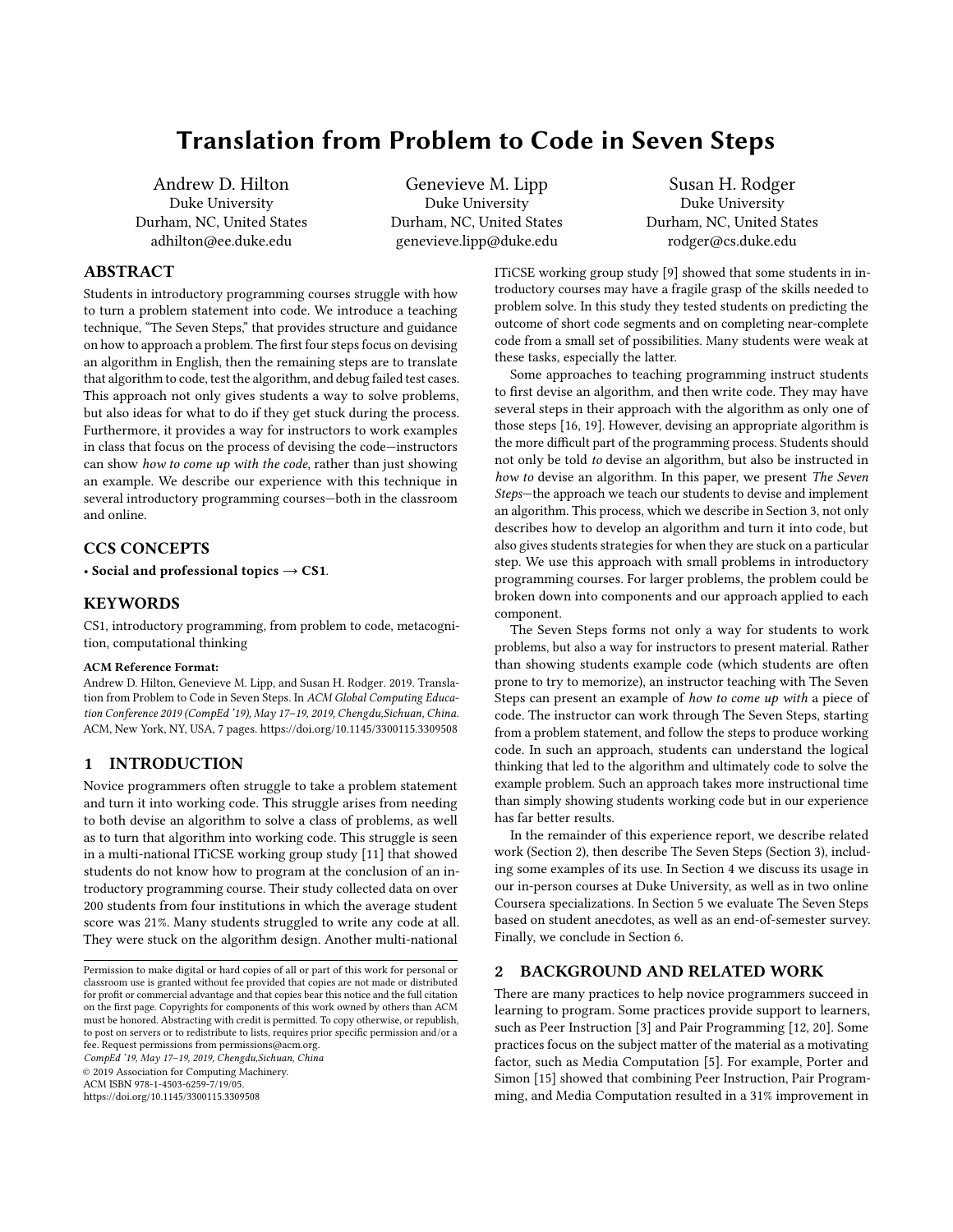# Translation from Problem to Code in Seven Steps

Andrew D. Hilton
Duke University
Durham, NC, United States
adhilton@ee.duke.edu

Genevieve M. Lipp
Duke University
Durham, NC, United States
genevieve.lipp@duke.edu

Susan H. Rodger
Duke University
Durham, NC, United States
rodger@cs.duke.edu

## ABSTRACT

Students in introductory programming courses struggle with how to turn a problem statement into code. We introduce a teaching technique, "The Seven Steps," that provides structure and guidance on how to approach a problem. The first four steps focus on devising an algorithm in English, then the remaining steps are to translate that algorithm to code, test the algorithm, and debug failed test cases. This approach not only gives students a way to solve problems, but also ideas for what to do if they get stuck during the process. Furthermore, it provides a way for instructors to work examples in class that focus on the process of devising the code—instructors can show *how to come up with the code*, rather than just showing an example. We describe our experience with this technique in several introductory programming courses—both in the classroom and online.

## CCS CONCEPTS

• **Social and professional topics** → **CS1**.

## KEYWORDS

CS1, introductory programming, from problem to code, metacognition, computational thinking

**ACM Reference Format:**
Andrew D. Hilton, Genevieve M. Lipp, and Susan H. Rodger. 2019. Translation from Problem to Code in Seven Steps. In *ACM Global Computing Education Conference 2019 (CompEd '19), May 17–19, 2019, Chengdu,Sichuan, China.* ACM, New York, NY, USA, 7 pages. https://doi.org/10.1145/3300115.3309508

## 1 INTRODUCTION

Novice programmers often struggle to take a problem statement and turn it into working code. This struggle arises from needing to both devise an algorithm to solve a class of problems, as well as to turn that algorithm into working code. This struggle is seen in a multi-national ITiCSE working group study [11] that showed students do not know how to program at the conclusion of an introductory programming course. Their study collected data on over 200 students from four institutions in which the average student score was 21%. Many students struggled to write any code at all. They were stuck on the algorithm design. Another multi-national ITiCSE working group study [9] showed that some students in introductory courses may have a fragile grasp of the skills needed to problem solve. In this study they tested students on predicting the outcome of short code segments and on completing near-complete code from a small set of possibilities. Many students were weak at these tasks, especially the latter.

Some approaches to teaching programming instruct students to first devise an algorithm, and then write code. They may have several steps in their approach with the algorithm as only one of those steps [16, 19]. However, devising an appropriate algorithm is the more difficult part of the programming process. Students should not only be told *to* devise an algorithm, but also be instructed in *how to* devise an algorithm. In this paper, we present *The Seven Steps*—the approach we teach our students to devise and implement an algorithm. This process, which we describe in Section 3, not only describes how to develop an algorithm and turn it into code, but also gives students strategies for when they are stuck on a particular step. We use this approach with small problems in introductory programming courses. For larger problems, the problem could be broken down into components and our approach applied to each component.

The Seven Steps forms not only a way for students to work problems, but also a way for instructors to present material. Rather than showing students example code (which students are often prone to try to memorize), an instructor teaching with The Seven Steps can present an example of *how to come up with* a piece of code. The instructor can work through The Seven Steps, starting from a problem statement, and follow the steps to produce working code. In such an approach, students can understand the logical thinking that led to the algorithm and ultimately code to solve the example problem. Such an approach takes more instructional time than simply showing students working code but in our experience has far better results.

In the remainder of this experience report, we describe related work (Section 2), then describe The Seven Steps (Section 3), including some examples of its use. In Section 4 we discuss its usage in our in-person courses at Duke University, as well as in two online Coursera specializations. In Section 5 we evaluate The Seven Steps based on student anecdotes, as well as an end-of-semester survey. Finally, we conclude in Section 6.

## 2 BACKGROUND AND RELATED WORK

There are many practices to help novice programmers succeed in learning to program. Some practices provide support to learners, such as Peer Instruction [3] and Pair Programming [12, 20]. Some practices focus on the subject matter of the material as a motivating factor, such as Media Computation [5]. For example, Porter and Simon [15] showed that combining Peer Instruction, Pair Programming, and Media Computation resulted in a 31% improvement in

Permission to make digital or hard copies of all or part of this work for personal or classroom use is granted without fee provided that copies are not made or distributed for profit or commercial advantage and that copies bear this notice and the full citation on the first page. Copyrights for components of this work owned by others than ACM must be honored. Abstracting with credit is permitted. To copy otherwise, or republish, to post on servers or to redistribute to lists, requires prior specific permission and/or a fee. Request permissions from permissions@acm.org.
*CompEd '19, May 17–19, 2019, Chengdu,Sichuan, China*
© 2019 Association for Computing Machinery.
ACM ISBN 978-1-4503-6259-7/19/05.
https://doi.org/10.1145/3300115.3309508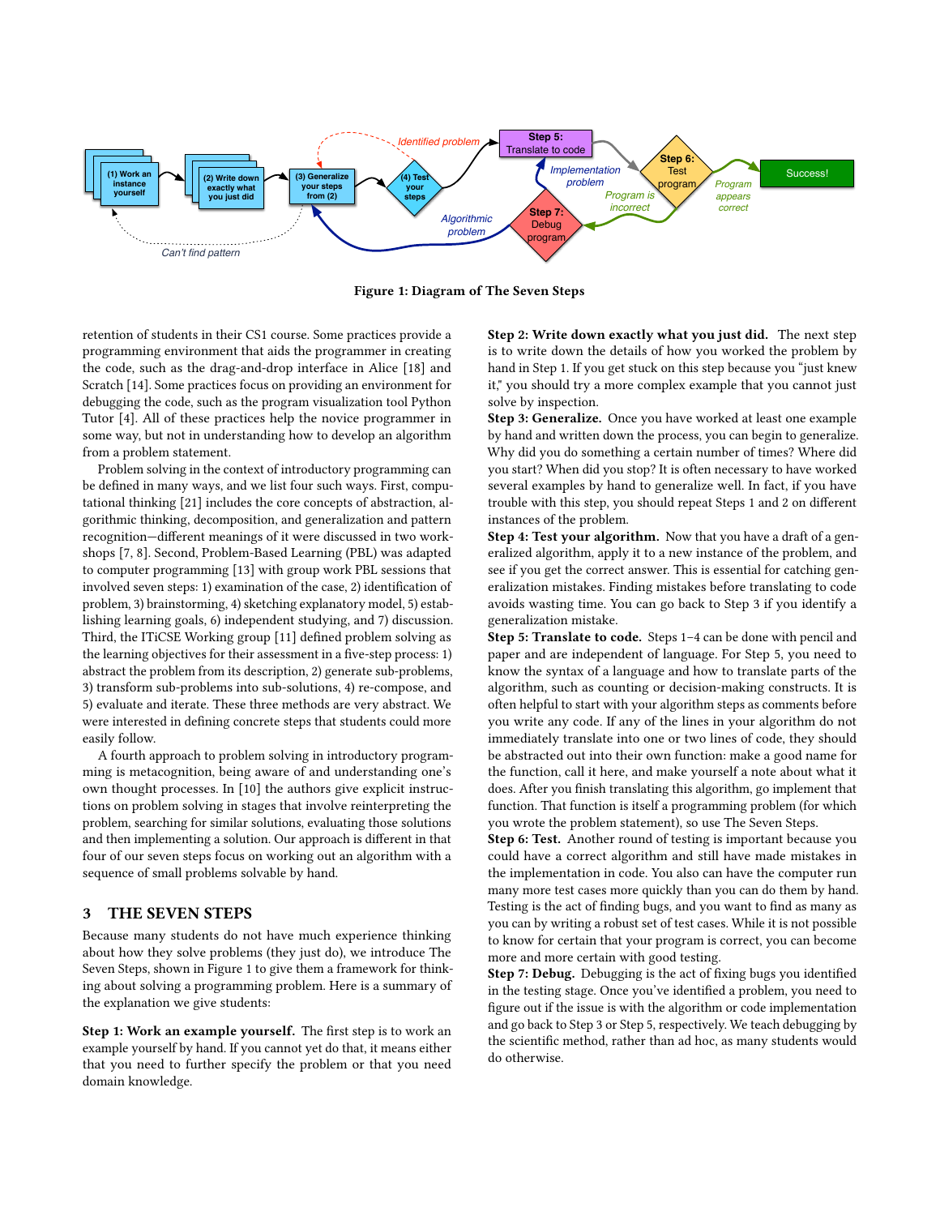Figure 1: Diagram of The Seven Steps

retention of students in their CS1 course. Some practices provide a programming environment that aids the programmer in creating the code, such as the drag-and-drop interface in Alice [18] and Scratch [14]. Some practices focus on providing an environment for debugging the code, such as the program visualization tool Python Tutor [4]. All of these practices help the novice programmer in some way, but not in understanding how to develop an algorithm from a problem statement.

Problem solving in the context of introductory programming can be defined in many ways, and we list four such ways. First, computational thinking [21] includes the core concepts of abstraction, algorithmic thinking, decomposition, and generalization and pattern recognition—different meanings of it were discussed in two workshops [7, 8]. Second, Problem-Based Learning (PBL) was adapted to computer programming [13] with group work PBL sessions that involved seven steps: 1) examination of the case, 2) identification of problem, 3) brainstorming, 4) sketching explanatory model, 5) establishing learning goals, 6) independent studying, and 7) discussion. Third, the ITiCSE Working group [11] defined problem solving as the learning objectives for their assessment in a five-step process: 1) abstract the problem from its description, 2) generate sub-problems, 3) transform sub-problems into sub-solutions, 4) re-compose, and 5) evaluate and iterate. These three methods are very abstract. We were interested in defining concrete steps that students could more easily follow.

A fourth approach to problem solving in introductory programming is metacognition, being aware of and understanding one's own thought processes. In [10] the authors give explicit instructions on problem solving in stages that involve reinterpreting the problem, searching for similar solutions and then implementing a solution. Our approach is different in that four of our seven steps focus on working out an algorithm with a sequence of small problems solvable by hand.

## 3 THE SEVEN STEPS

Because many students do not have much experience thinking about how they solve problems (they just do), we introduce The Seven Steps, shown in Figure 1 to give them a framework for thinking about solving a programming problem. Here is a summary of the explanation we give students:

**Step 1: Work an example yourself.** The first step is to work an example yourself by hand. If you cannot yet do that, it means either that you need to further specify the problem or that you need domain knowledge.

**Step 2: Write down exactly what you just did.** The next step is to write down the details of how you worked the problem by hand in Step 1. If you get stuck on this step because you "just knew it," you should try a more complex example that you cannot just solve by inspection.

**Step 3: Generalize.** Once you have worked at least one example by hand and written down the process, you can begin to generalize. Why did you do something a certain number of times? Where did you start? When did you stop? It is often necessary to have worked several examples by hand to generalize well. In fact, if you have trouble with this step, you should repeat Steps 1 and 2 on different instances of the problem.

**Step 4: Test your algorithm.** Now that you have a draft of a generalized algorithm, apply it to a new instance of the problem, and see if you get the correct answer. This is essential for catching generalization mistakes. Finding mistakes before translating to code avoids wasting time. You can go back to Step 3 if you identify a generalization mistake.

**Step 5: Translate to code.** Steps 1–4 can be done with pencil and paper and are independent of language. For Step 5, you need to know the syntax of a language and how to translate parts of the algorithm, such as counting or decision-making constructs. It is often helpful to start with your algorithm steps as comments before you write any code. If any of the lines in your algorithm do not immediately translate into one or two lines of code, they should be abstracted out into their own function: make a good name for the function, call it here, and make yourself a note about what it does. After you finish translating this algorithm, go implement that function. That function is itself a programming problem (for which you wrote the problem statement), so use The Seven Steps.

**Step 6: Test.** Another round of testing is important because you could have a correct algorithm and still have made mistakes in the implementation in code. You also can have the computer run many more test cases more quickly than you can do them by hand. Testing is the act of finding bugs, and you want to find as many as you can by writing a robust set of test cases. While it is not possible to know for certain that your program is correct, you can become more and more certain with good testing.

**Step 7: Debug.** Debugging is the act of fixing bugs you identified in the testing stage. Once you've identified a problem, you need to figure out if the issue is with the algorithm or code implementation and go back to Step 3 or Step 5, respectively. We teach debugging by the scientific method, rather than ad hoc, as many students would do otherwise.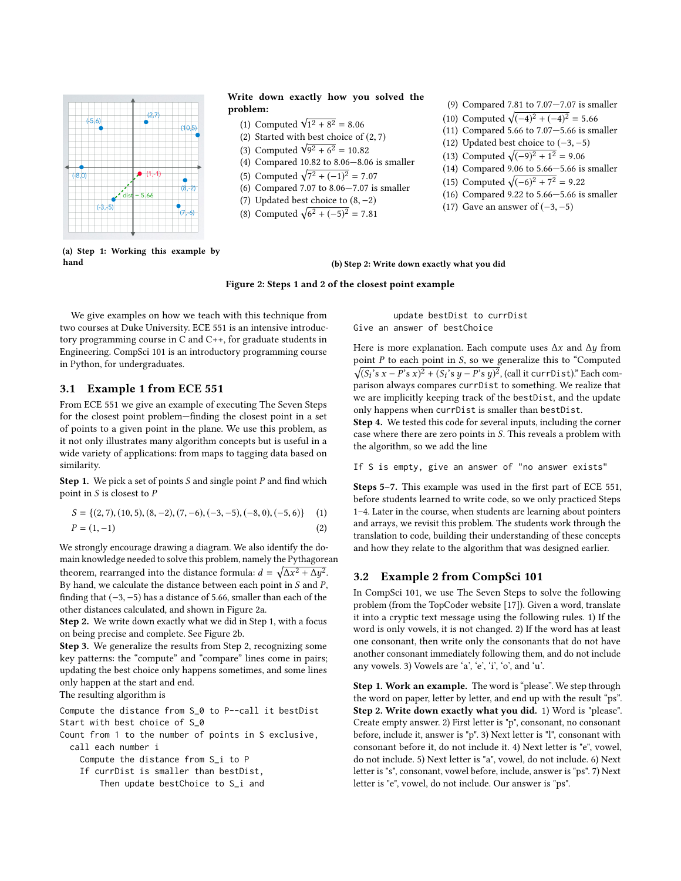(a) Step 1: Working this example by hand

**Write down exactly how you solved the problem:**

(1) Computed $\sqrt{1^2+8^2} = 8.06$
(2) Started with best choice of $(2,7)$
(3) Computed $\sqrt{9^2+6^2} = 10.82$
(4) Compared 10.82 to 8.06—8.06 is smaller
(5) Computed $\sqrt{7^2+(-1)^2} = 7.07$
(6) Compared 7.07 to 8.06—7.07 is smaller
(7) Updated best choice to $(8,-2)$
(8) Computed $\sqrt{6^2+(-5)^2} = 7.81$
(9) Compared 7.81 to 7.07—7.07 is smaller
(10) Computed $\sqrt{(-4)^2+(-4)^2} = 5.66$
(11) Compared 5.66 to 7.07—5.66 is smaller
(12) Updated best choice to $(-3,-5)$
(13) Computed $\sqrt{(-9)^2+1^2} = 9.06$
(14) Compared 9.06 to 5.66—5.66 is smaller
(15) Computed $\sqrt{(-6)^2+7^2} = 9.22$
(16) Compared 9.22 to 5.66—5.66 is smaller
(17) Gave an answer of $(-3,-5)$

(b) Step 2: Write down exactly what you did

**Figure 2: Steps 1 and 2 of the closest point example**

We give examples on how we teach with this technique from two courses at Duke University. ECE 551 is an intensive introductory programming course in C and C++, for graduate students in Engineering. CompSci 101 is an introductory programming course in Python, for undergraduates.

### 3.1 Example 1 from ECE 551

From ECE 551 we give an example of executing The Seven Steps for the closest point problem—finding the closest point in a set of points to a given point in the plane. We use this problem, as it not only illustrates many algorithm concepts but is useful in a wide variety of applications: from maps to tagging data based on similarity.

**Step 1.** We pick a set of points $S$ and single point $P$ and find which point in $S$ is closest to $P$

$$S = \{(2,7),(10,5),(8,-2),(7,-6),(-3,-5),(-8,0),(-5,6)\} \quad (1)$$
$$P = (1,-1) \quad (2)$$

We strongly encourage drawing a diagram. We also identify the domain knowledge needed to solve this problem, namely the Pythagorean theorem, rearranged into the distance formula: $d = \sqrt{\Delta x^2 + \Delta y^2}$. By hand, we calculate the distance between each point in $S$ and $P$, finding that $(-3,-5)$ has a distance of 5.66, smaller than each of the other distances calculated, and shown in Figure 2a.

**Step 2.** We write down exactly what we did in Step 1, with a focus on being precise and complete. See Figure 2b.

**Step 3.** We generalize the results from Step 2, recognizing some key patterns: the "compute" and "compare" lines come in pairs; updating the best choice only happens sometimes, and some lines only happen at the start and end.

The resulting algorithm is

```
Compute the distance from S_0 to P--call it bestDist
Start with best choice of S_0
Count from 1 to the number of points in S exclusive,
  call each number i
    Compute the distance from S_i to P
    If currDist is smaller than bestDist,
        Then update bestChoice to S_i and
        update bestDist to currDist
Give an answer of bestChoice
```

Here is more explanation. Each compute uses $\Delta x$ and $\Delta y$ from point $P$ to each point in $S$, so we generalize this to "Computed $\sqrt{(S_i\text{'s } x - P\text{'s } x)^2 + (S_i\text{'s } y - P\text{'s } y)^2}$, (call it currDist)." Each comparison always compares currDist to something. We realize that we are implicitly keeping track of the bestDist, and the update only happens when currDist is smaller than bestDist.

**Step 4.** We tested this code for several inputs, including the corner case where there are zero points in $S$. This reveals a problem with the algorithm, so we add the line

```
If S is empty, give an answer of "no answer exists"
```

**Steps 5–7.** This example was used in the first part of ECE 551, before students learned to write code, so we only practiced Steps 1–4. Later in the course, when students are learning about pointers and arrays, we revisit this problem. The students work through the translation to code, building their understanding of these concepts and how they relate to the algorithm that was designed earlier.

### 3.2 Example 2 from CompSci 101

In CompSci 101, we use The Seven Steps to solve the following problem (from the TopCoder website [17]). Given a word, translate it into a cryptic text message using the following rules. 1) If the word is only vowels, it is not changed. 2) If the word has at least one consonant, then write only the consonants that do not have another consonant immediately following them, and do not include any vowels. 3) Vowels are 'a', 'e', 'i', 'o', and 'u'.

**Step 1. Work an example.** The word is "please". We step through the word on paper, letter by letter, and end up with the result "ps".

**Step 2. Write down exactly what you did.** 1) Word is "please". Create empty answer. 2) First letter is "p", consonant, no consonant before, include it, answer is "p". 3) Next letter is "l", consonant with consonant before it, do not include it. 4) Next letter is "e", vowel, do not include. 5) Next letter is "a", vowel, do not include. 6) Next letter is "s", consonant, vowel before, include, answer is "ps". 7) Next letter is "e", vowel, do not include. Our answer is "ps".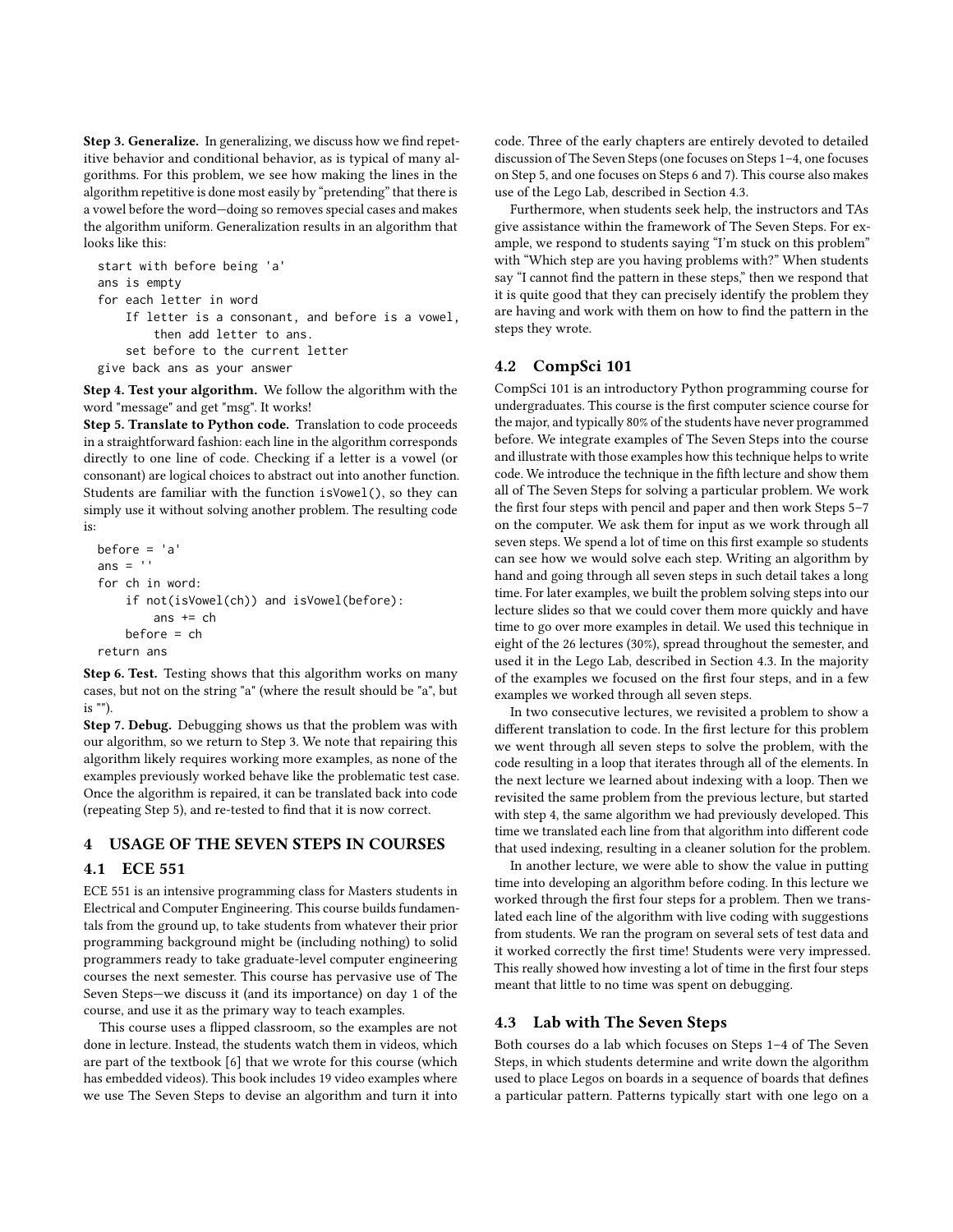**Step 3. Generalize.** In generalizing, we discuss how we find repetitive behavior and conditional behavior, as is typical of many algorithms. For this problem, we see how making the lines in the algorithm repetitive is done most easily by "pretending" that there is a vowel before the word—doing so removes special cases and makes the algorithm uniform. Generalization results in an algorithm that looks like this:

```
start with before being 'a'
ans is empty
for each letter in word
    If letter is a consonant, and before is a vowel,
        then add letter to ans.
    set before to the current letter
give back ans as your answer
```

**Step 4. Test your algorithm.** We follow the algorithm with the word "message" and get "msg". It works!

**Step 5. Translate to Python code.** Translation to code proceeds in a straightforward fashion: each line in the algorithm corresponds directly to one line of code. Checking if a letter is a vowel (or consonant) are logical choices to abstract out into another function. Students are familiar with the function `isVowel()`, so they can simply use it without solving another problem. The resulting code is:

```
before = 'a'
ans = ''
for ch in word:
    if not(isVowel(ch)) and isVowel(before):
        ans += ch
    before = ch
return ans
```

**Step 6. Test.** Testing shows that this algorithm works on many cases, but not on the string "a" (where the result should be "a", but is "").

**Step 7. Debug.** Debugging shows us that the problem was with our algorithm, so we return to Step 3. We note that repairing this algorithm likely requires working more examples, as none of the examples previously worked behave like the problematic test case. Once the algorithm is repaired, it can be translated back into code (repeating Step 5), and re-tested to find that it is now correct.

# 4 USAGE OF THE SEVEN STEPS IN COURSES

## 4.1 ECE 551

ECE 551 is an intensive programming class for Masters students in Electrical and Computer Engineering. This course builds fundamentals from the ground up, to take students from whatever their prior programming background might be (including nothing) to solid programmers ready to take graduate-level computer engineering courses the next semester. This course has pervasive use of The Seven Steps—we discuss it (and its importance) on day 1 of the course, and use it as the primary way to teach examples.

This course uses a flipped classroom, so the examples are not done in lecture. Instead, the students watch them in videos, which are part of the textbook [6] that we wrote for this course (which has embedded videos). This book includes 19 video examples where we use The Seven Steps to devise an algorithm and turn it into code. Three of the early chapters are entirely devoted to detailed discussion of The Seven Steps (one focuses on Steps 1–4, one focuses on Step 5, and one focuses on Steps 6 and 7). This course also makes use of the Lego Lab, described in Section 4.3.

Furthermore, when students seek help, the instructors and TAs give assistance within the framework of The Seven Steps. For example, we respond to students saying "I'm stuck on this problem" with "Which step are you having problems with?" When students say "I cannot find the pattern in these steps," then we respond that it is quite good that they can precisely identify the problem they are having and work with them on how to find the pattern in the steps they wrote.

## 4.2 CompSci 101

CompSci 101 is an introductory Python programming course for undergraduates. This course is the first computer science course for the major, and typically 80% of the students have never programmed before. We integrate examples of The Seven Steps into the course and illustrate with those examples how this technique helps to write code. We introduce the technique in the fifth lecture and show them all of The Seven Steps for solving a particular problem. We work the first four steps with pencil and paper and then work Steps 5–7 on the computer. We ask them for input as we work through all seven steps. We spend a lot of time on this first example so students can see how we would solve each step. Writing an algorithm by hand and going through all seven steps in such detail takes a long time. For later examples, we built the problem solving steps into our lecture slides so that we could cover them more quickly and have time to go over more examples in detail. We used this technique in eight of the 26 lectures (30%), spread throughout the semester, and used it in the Lego Lab, described in Section 4.3. In the majority of the examples we focused on the first four steps, and in a few examples we worked through all seven steps.

In two consecutive lectures, we revisited a problem to show a different translation to code. In the first lecture for this problem we went through all seven steps to solve the problem, with the code resulting in a loop that iterates through all of the elements. In the next lecture we learned about indexing with a loop. Then we revisited the same problem from the previous lecture, but started with step 4, the same algorithm we had previously developed. This time we translated each line from that algorithm into different code that used indexing, resulting in a cleaner solution for the problem.

In another lecture, we were able to show the value in putting time into developing an algorithm before coding. In this lecture we worked through the first four steps for a problem. Then we translated each line of the algorithm with live coding with suggestions from students. We ran the program on several sets of test data and it worked correctly the first time! Students were very impressed. This really showed how investing a lot of time in the first four steps meant that little to no time was spent on debugging.

## 4.3 Lab with The Seven Steps

Both courses do a lab which focuses on Steps 1–4 of The Seven Steps, in which students determine and write down the algorithm used to place Legos on boards in a sequence of boards that defines a particular pattern. Patterns typically start with one lego on a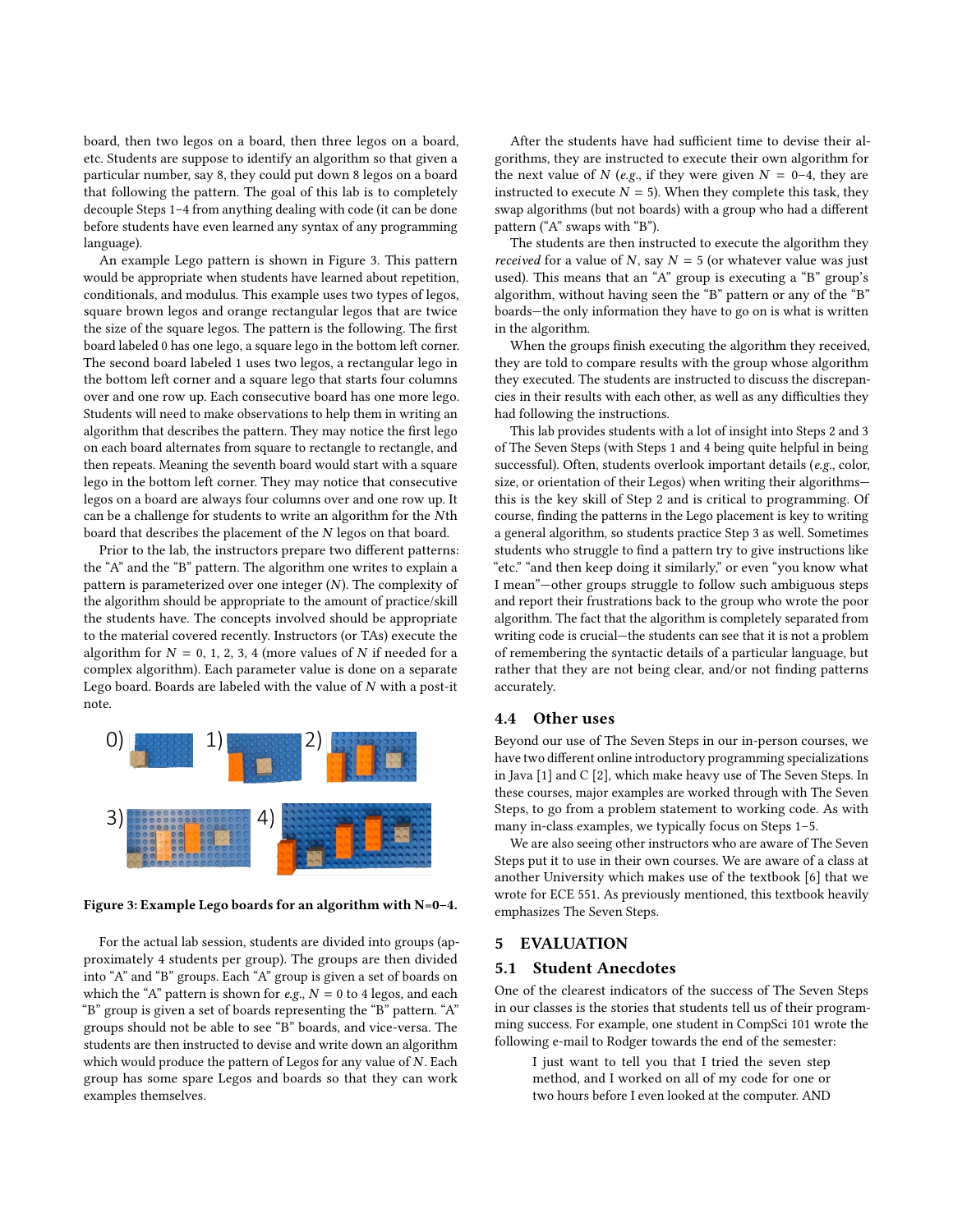board, then two legos on a board, then three legos on a board, etc. Students are suppose to identify an algorithm so that given a particular number, say 8, they could put down 8 legos on a board that following the pattern. The goal of this lab is to completely decouple Steps 1–4 from anything dealing with code (it can be done before students have even learned any syntax of any programming language).

An example Lego pattern is shown in Figure 3. This pattern would be appropriate when students have learned about repetition, conditionals, and modulus. This example uses two types of legos, square brown legos and orange rectangular legos that are twice the size of the square legos. The pattern is the following. The first board labeled 0 has one lego, a square lego in the bottom left corner. The second board labeled 1 uses two legos, a rectangular lego in the bottom left corner and a square lego that starts four columns over and one row up. Each consecutive board has one more lego. Students will need to make observations to help them in writing an algorithm that describes the pattern. They may notice the first lego on each board alternates from square to rectangle to rectangle, and then repeats. Meaning the seventh board would start with a square lego in the bottom left corner. They may notice that consecutive legos on a board are always four columns over and one row up. It can be a challenge for students to write an algorithm for the $N$th board that describes the placement of the $N$ legos on that board.

Prior to the lab, the instructors prepare two different patterns: the "A" and the "B" pattern. The algorithm one writes to explain a pattern is parameterized over one integer ($N$). The complexity of the algorithm should be appropriate to the amount of practice/skill the students have. The concepts involved should be appropriate to the material covered recently. Instructors (or TAs) execute the algorithm for $N = 0, 1, 2, 3, 4$ (more values of $N$ if needed for a complex algorithm). Each parameter value is done on a separate Lego board. Boards are labeled with the value of $N$ with a post-it note.

**Figure 3: Example Lego boards for an algorithm with N=0–4.**

For the actual lab session, students are divided into groups (approximately 4 students per group). The groups are then divided into "A" and "B" groups. Each "A" group is given a set of boards on which the "A" pattern is shown for *e.g.*, $N = 0$ to 4 legos, and each "B" group is given a set of boards representing the "B" pattern. "A" groups should not be able to see "B" boards, and vice-versa. The students are then instructed to devise and write down an algorithm which would produce the pattern of Legos for any value of $N$. Each group has some spare Legos and boards so that they can work examples themselves.

After the students have had sufficient time to devise their algorithms, they are instructed to execute their own algorithm for the next value of $N$ (*e.g.*, if they were given $N = 0$–4, they are instructed to execute $N = 5$). When they complete this task, they swap algorithms (but not boards) with a group who had a different pattern ("A" swaps with "B").

The students are then instructed to execute the algorithm they *received* for a value of $N$, say $N = 5$ (or whatever value was just used). This means that an "A" group is executing a "B" group's algorithm, without having seen the "B" pattern or any of the "B" boards—the only information they have to go on is what is written in the algorithm.

When the groups finish executing the algorithm they received, they are told to compare results with the group whose algorithm they executed. The students are instructed to discuss the discrepancies in their results with each other, as well as any difficulties they had following the instructions.

This lab provides students with a lot of insight into Steps 2 and 3 of The Seven Steps (with Steps 1 and 4 being quite helpful in being successful). Often, students overlook important details (*e.g.*, color, size, or orientation of their Legos) when writing their algorithms—this is the key skill of Step 2 and is critical to programming. Of course, finding the patterns in the Lego placement is key to writing a general algorithm, so students practice Step 3 as well. Sometimes students who struggle to find a pattern try to give instructions like "etc." "and then keep doing it similarly," or even "you know what I mean"—other groups struggle to follow such ambiguous steps and report their frustrations back to the group who wrote the poor algorithm. The fact that the algorithm is completely separated from writing code is crucial—the students can see that it is not a problem of remembering the syntactic details of a particular language, but rather that they are not being clear, and/or not finding patterns accurately.

### 4.4 Other uses

Beyond our use of The Seven Steps in our in-person courses, we have two different online introductory programming specializations in Java [1] and C [2], which make heavy use of The Seven Steps. In these courses, major examples are worked through with The Seven Steps, to go from a problem statement to working code. As with many in-class examples, we typically focus on Steps 1–5.

We are also seeing other instructors who are aware of The Seven Steps put it to use in their own courses. We are aware of a class at another University which makes use of the textbook [6] that we wrote for ECE 551. As previously mentioned, this textbook heavily emphasizes The Seven Steps.

## 5 EVALUATION

### 5.1 Student Anecdotes

One of the clearest indicators of the success of The Seven Steps in our classes is the stories that students tell us of their programming success. For example, one student in CompSci 101 wrote the following e-mail to Rodger towards the end of the semester:

> I just want to tell you that I tried the seven step method, and I worked on all of my code for one or two hours before I even looked at the computer. AND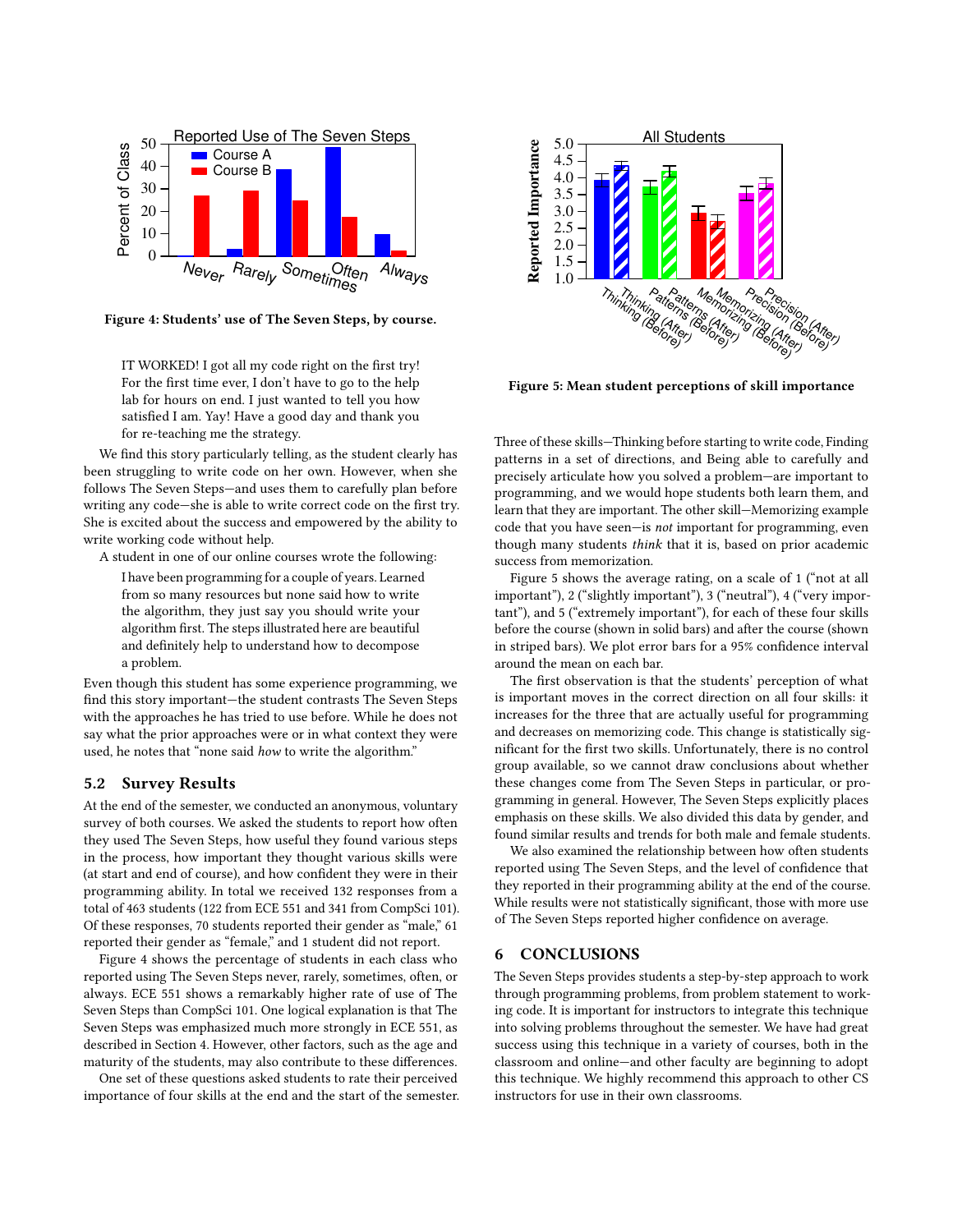Figure 4: Students' use of The Seven Steps, by course.

> IT WORKED! I got all my code right on the first try! For the first time ever, I don't have to go to the help lab for hours on end. I just wanted to tell you how satisfied I am. Yay! Have a good day and thank you for re-teaching me the strategy.

We find this story particularly telling, as the student clearly has been struggling to write code on her own. However, when she follows The Seven Steps—and uses them to carefully plan before writing any code—she is able to write correct code on the first try. She is excited about the success and empowered by the ability to write working code without help.

A student in one of our online courses wrote the following:

> I have been programming for a couple of years. Learned from so many resources but none said how to write the algorithm, they just say you should write your algorithm first. The steps illustrated here are beautiful and definitely help to understand how to decompose a problem.

Even though this student has some experience programming, we find this story important—the student contrasts The Seven Steps with the approaches he has tried to use before. While he does not say what the prior approaches were or in what context they were used, he notes that "none said *how* to write the algorithm."

## 5.2 Survey Results

At the end of the semester, we conducted an anonymous, voluntary survey of both courses. We asked the students to report how often they used The Seven Steps, how useful they found various steps in the process, how important they thought various skills were (at start and end of course), and how confident they were in their programming ability. In total we received 132 responses from a total of 463 students (122 from ECE 551 and 341 from CompSci 101). Of these responses, 70 students reported their gender as "male," 61 reported their gender as "female," and 1 student did not report.

Figure 4 shows the percentage of students in each class who reported using The Seven Steps never, rarely, sometimes, often, or always. ECE 551 shows a remarkably higher rate of use of The Seven Steps than CompSci 101. One logical explanation is that The Seven Steps was emphasized much more strongly in ECE 551, as described in Section 4. However, other factors, such as the age and maturity of the students, may also contribute to these differences.

One set of these questions asked students to rate their perceived importance of four skills at the end and the start of the semester.

Figure 5: Mean student perceptions of skill importance

Three of these skills—Thinking before starting to write code, Finding patterns in a set of directions, and Being able to carefully and precisely articulate how you solved a problem—are important to programming, and we would hope students both learn them, and learn that they are important. The other skill—Memorizing example code that you have seen—is *not* important for programming, even though many students *think* that it is, based on prior academic success from memorization.

Figure 5 shows the average rating, on a scale of 1 ("not at all important"), 2 ("slightly important"), 3 ("neutral"), 4 ("very important"), and 5 ("extremely important"), for each of these four skills before the course (shown in solid bars) and after the course (shown in striped bars). We plot error bars for a 95% confidence interval around the mean on each bar.

The first observation is that the students' perception of what is important moves in the correct direction on all four skills: it increases for the three that are actually useful for programming and decreases on memorizing code. This change is statistically significant for the first two skills. Unfortunately, there is no control group available, so we cannot draw conclusions about whether these changes come from The Seven Steps in particular, or programming in general. However, The Seven Steps explicitly places emphasis on these skills. We also divided this data by gender, and found similar results and trends for both male and female students.

We also examined the relationship between how often students reported using The Seven Steps, and the level of confidence that they reported in their programming ability at the end of the course. While results were not statistically significant, those with more use of The Seven Steps reported higher confidence on average.

# 6 CONCLUSIONS

The Seven Steps provides students a step-by-step approach to work through programming problems, from problem statement to working code. It is important for instructors to integrate this technique into solving problems throughout the semester. We have had great success using this technique in a variety of courses, both in the classroom and online—and other faculty are beginning to adopt this technique. We highly recommend this approach to other CS instructors for use in their own classrooms.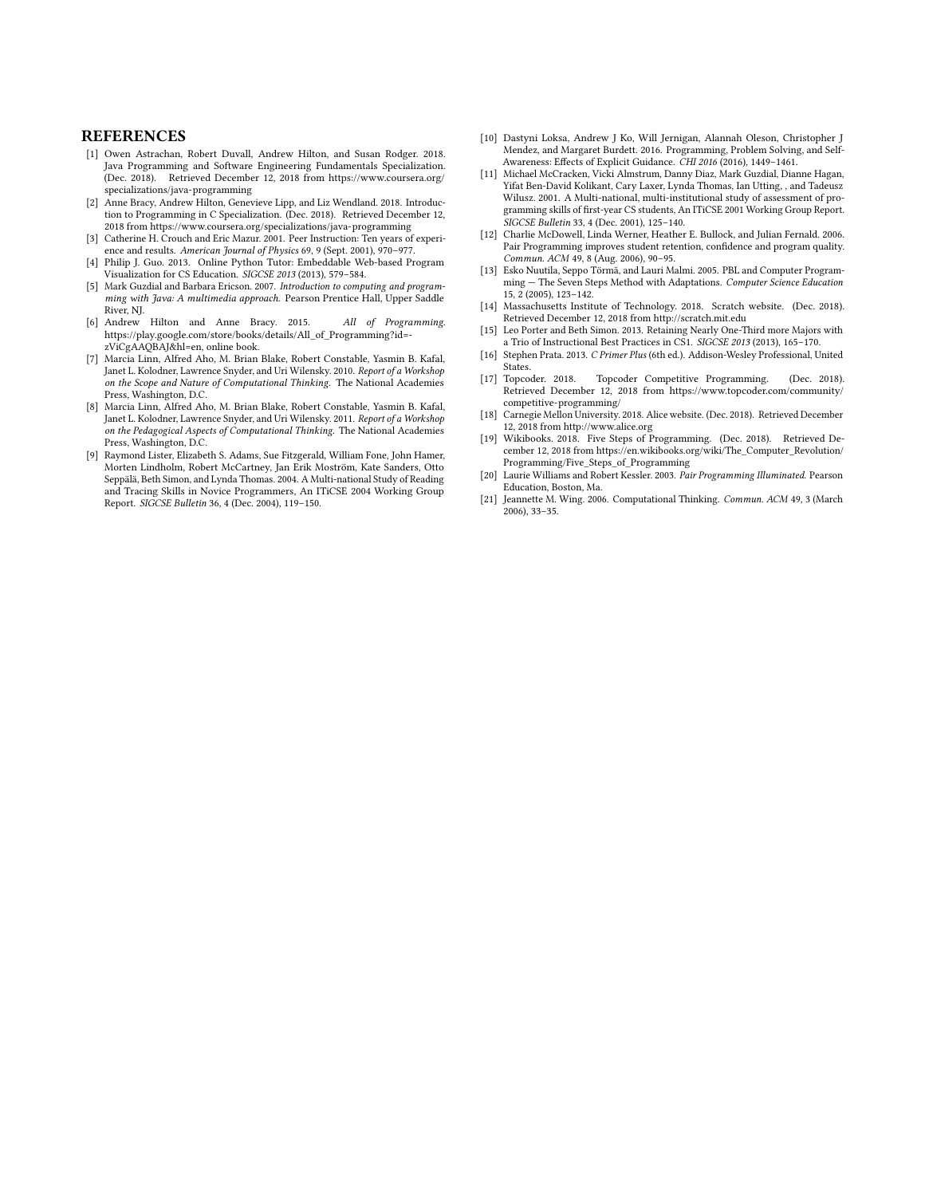## REFERENCES

[1] Owen Astrachan, Robert Duvall, Andrew Hilton, and Susan Rodger. 2018. Java Programming and Software Engineering Fundamentals Specialization. (Dec. 2018). Retrieved December 12, 2018 from https://www.coursera.org/specializations/java-programming

[2] Anne Bracy, Andrew Hilton, Genevieve Lipp, and Liz Wendland. 2018. Introduction to Programming in C Specialization. (Dec. 2018). Retrieved December 12, 2018 from https://www.coursera.org/specializations/java-programming

[3] Catherine H. Crouch and Eric Mazur. 2001. Peer Instruction: Ten years of experience and results. *American Journal of Physics* 69, 9 (Sept. 2001), 970–977.

[4] Philip J. Guo. 2013. Online Python Tutor: Embeddable Web-based Program Visualization for CS Education. *SIGCSE 2013* (2013), 579–584.

[5] Mark Guzdial and Barbara Ericson. 2007. *Introduction to computing and programming with Java: A multimedia approach.* Pearson Prentice Hall, Upper Saddle River, NJ.

[6] Andrew Hilton and Anne Bracy. 2015. *All of Programming.* https://play.google.com/store/books/details/All_of_Programming?id=-zViCgAAQBAJ&hl=en, online book.

[7] Marcia Linn, Alfred Aho, M. Brian Blake, Robert Constable, Yasmin B. Kafal, Janet L. Kolodner, Lawrence Snyder, and Uri Wilensky. 2010. *Report of a Workshop on the Scope and Nature of Computational Thinking.* The National Academies Press, Washington, D.C.

[8] Marcia Linn, Alfred Aho, M. Brian Blake, Robert Constable, Yasmin B. Kafal, Janet L. Kolodner, Lawrence Snyder, and Uri Wilensky. 2011. *Report of a Workshop on the Pedagogical Aspects of Computational Thinking.* The National Academies Press, Washington, D.C.

[9] Raymond Lister, Elizabeth S. Adams, Sue Fitzgerald, William Fone, John Hamer, Morten Lindholm, Robert McCartney, Jan Erik Moström, Kate Sanders, Otto Seppälä, Beth Simon, and Lynda Thomas. 2004. A Multi-national Study of Reading and Tracing Skills in Novice Programmers, An ITiCSE 2004 Working Group Report. *SIGCSE Bulletin* 36, 4 (Dec. 2004), 119–150.

[10] Dastyni Loksa, Andrew J Ko, Will Jernigan, Alannah Oleson, Christopher J Mendez, and Margaret Burdett. 2016. Programming, Problem Solving, and Self-Awareness: Effects of Explicit Guidance. *CHI 2016* (2016), 1449–1461.

[11] Michael McCracken, Vicki Almstrum, Danny Diaz, Mark Guzdial, Dianne Hagan, Yifat Ben-David Kolikant, Cary Laxer, Lynda Thomas, Ian Utting, , and Tadeusz Wilusz. 2001. A Multi-national, multi-institutional study of assessment of programming skills of first-year CS students, An ITiCSE 2001 Working Group Report. *SIGCSE Bulletin* 33, 4 (Dec. 2001), 125–140.

[12] Charlie McDowell, Linda Werner, Heather E. Bullock, and Julian Fernald. 2006. Pair Programming improves student retention, confidence and program quality. *Commun. ACM* 49, 8 (Aug. 2006), 90–95.

[13] Esko Nuutila, Seppo Törmä, and Lauri Malmi. 2005. PBL and Computer Programming — The Seven Steps Method with Adaptations. *Computer Science Education* 15, 2 (2005), 123–142.

[14] Massachusetts Institute of Technology. 2018. Scratch website. (Dec. 2018). Retrieved December 12, 2018 from http://scratch.mit.edu

[15] Leo Porter and Beth Simon. 2013. Retaining Nearly One-Third more Majors with a Trio of Instructional Best Practices in CS1. *SIGCSE 2013* (2013), 165–170.

[16] Stephen Prata. 2013. *C Primer Plus* (6th ed.). Addison-Wesley Professional, United States.

[17] Topcoder. 2018. Topcoder Competitive Programming. (Dec. 2018). Retrieved December 12, 2018 from https://www.topcoder.com/community/competitive-programming/

[18] Carnegie Mellon University. 2018. Alice website. (Dec. 2018). Retrieved December 12, 2018 from http://www.alice.org

[19] Wikibooks. 2018. Five Steps of Programming. (Dec. 2018). Retrieved December 12, 2018 from https://en.wikibooks.org/wiki/The_Computer_Revolution/Programming/Five_Steps_of_Programming

[20] Laurie Williams and Robert Kessler. 2003. *Pair Programming Illuminated.* Pearson Education, Boston, Ma.

[21] Jeannette M. Wing. 2006. Computational Thinking. *Commun. ACM* 49, 3 (March 2006), 33–35.